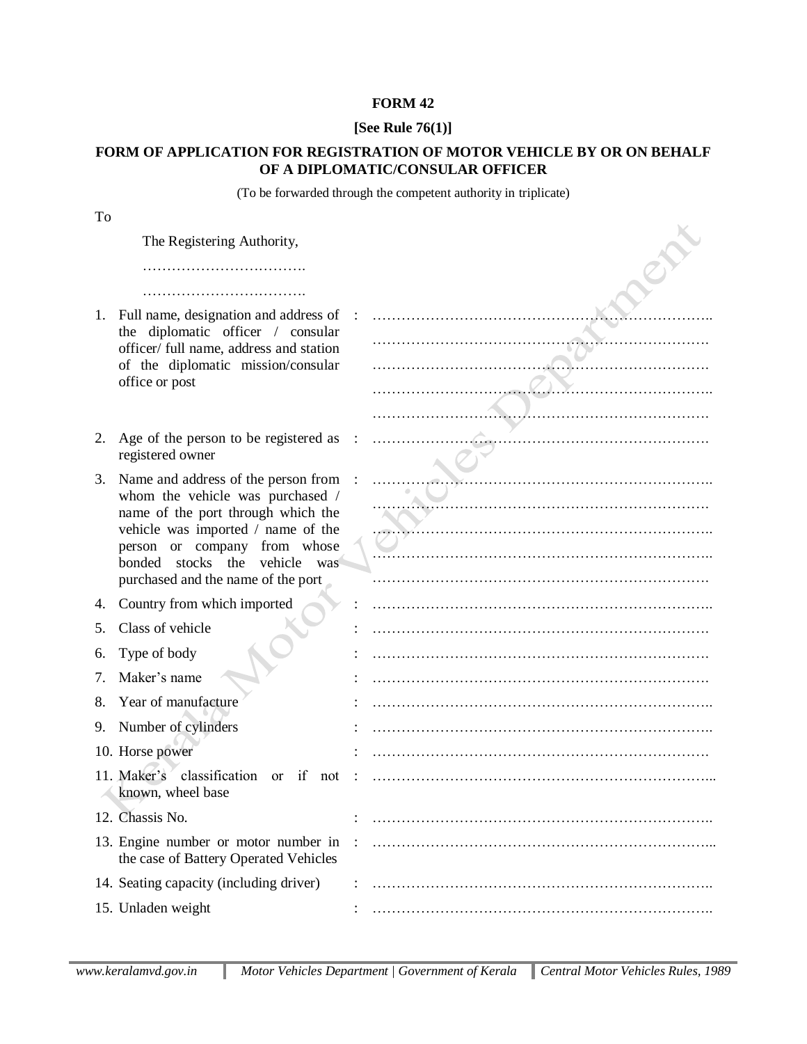**FORM 42**

**[See Rule 76(1)]**

**FORM OF APPLICATION FOR REGISTRATION OF MOTOR VEHICLE BY OR ON BEHALF OF A DIPLOMATIC/CONSULAR OFFICER**

(To be forwarded through the competent authority in triplicate)

To

The Registering Authority,

…………………………….

…………………………….

1. Full name, designation and address of the diplomatic officer / consular officer/ full name, address and station of the diplomatic mission/consular office or post : ……………………………………………………………… ……………………………………………………………… ……………………………………………………………… ……………………………………………………………… ………………………………………………………………
2. Age of the person to be registered as registered owner : ………………………………………………………………
3. Name and address of the person from whom the vehicle was purchased / name of the port through which the vehicle was imported / name of the person or company from whose bonded stocks the vehicle was purchased and the name of the port : ……………………………………………………………… ……………………………………………………………… ……………………………………………………………… ……………………………………………………………… ………………………………………………………………
4. Country from which imported : ………………………………………………………………
5. Class of vehicle : ………………………………………………………………
6. Type of body : ………………………………………………………………
7. Maker's name : ………………………………………………………………
8. Year of manufacture : ………………………………………………………………
9. Number of cylinders : ………………………………………………………………
10. Horse power : ………………………………………………………………
11. Maker's classification or if not known, wheel base : ………………………………………………………………
12. Chassis No. : ………………………………………………………………
13. Engine number or motor number in the case of Battery Operated Vehicles : ………………………………………………………………
14. Seating capacity (including driver) : ………………………………………………………………
15. Unladen weight : ………………………………………………………………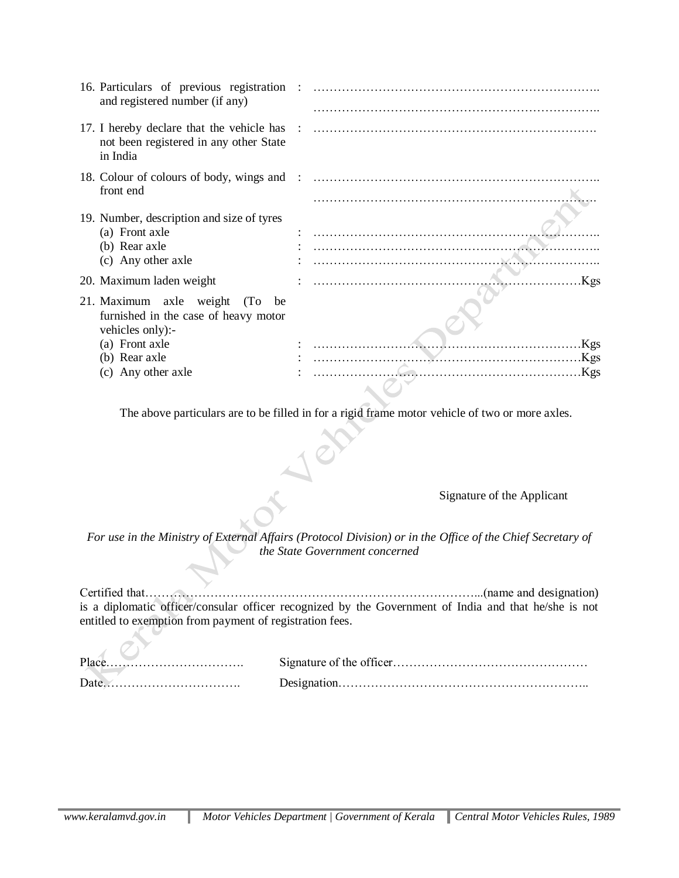16. Particulars of previous registration and registered number (if any) : ……………………………………………………………..
……………………………………………………………..

17. I hereby declare that the vehicle has not been registered in any other State in India : …………………………………………………………….

18. Colour of colours of body, wings and front end : ……………………………………………………………..
……………………………………………………………..

19. Number, description and size of tyres
    (a) Front axle : ……………………………………………………………..
    (b) Rear axle : ……………………………………………………………..
    (c) Any other axle : ……………………………………………………………..

20. Maximum laden weight : …………………………………………………………Kgs

21. Maximum axle weight (To be furnished in the case of heavy motor vehicles only):-
    (a) Front axle : …………………………………………………………Kgs
    (b) Rear axle : …………………………………………………………Kgs
    (c) Any other axle : …………………………………………………………Kgs

The above particulars are to be filled in for a rigid frame motor vehicle of two or more axles.

Signature of the Applicant

*For use in the Ministry of External Affairs (Protocol Division) or in the Office of the Chief Secretary of the State Government concerned*

Certified that…………………………………………………………………...(name and designation) is a diplomatic officer/consular officer recognized by the Government of India and that he/she is not entitled to exemption from payment of registration fees.

Place……………………………. Signature of the officer…………………………………………

Date……………………………. Designation……………………………………………………..